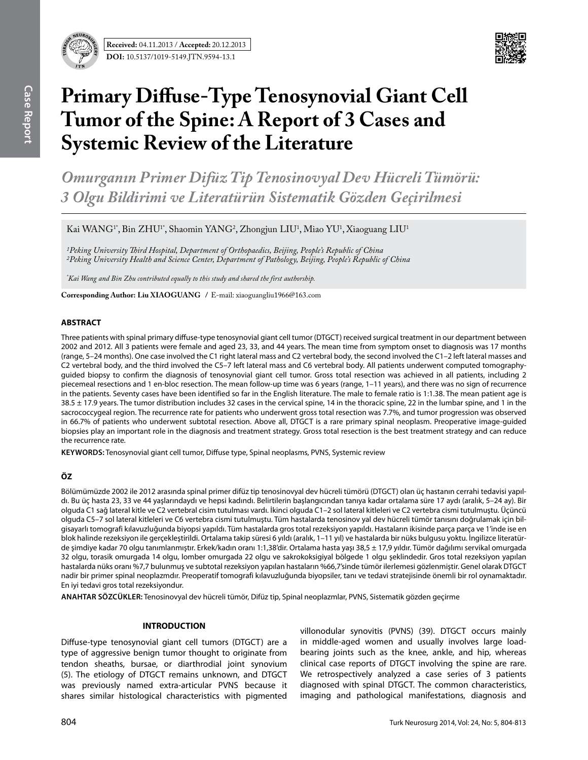**Received:** 04.11.2013 / **Accepted:** 20.12.2013

**DOI:** 10.5137/1019-5149.JTN.9594-13.1

Case Report

# Primary Diffuse-Type Tenosynovial Giant Cell Tumor of the Spine: A Report of 3 Cases and Systemic Review of the Literature

## *Omurganın Primer Difüz Tip Tenosinovyal Dev Hücreli Tümörü: 3 Olgu Bildirimi ve Literatürün Sistematik Gözden Geçirilmesi*

Kai WANG[1*], Bin ZHU[1*], Shaomin YANG[2], Zhongjun LIU[1], Miao YU[1], Xiaoguang LIU[1]

*[1]Peking University Third Hospital, Department of Orthopaedics, Beijing, People's Republic of China*
*[2]Peking University Health and Science Center, Department of Pathology, Beijing, People's Republic of China*

*[*]Kai Wang and Bin Zhu contributed equally to this study and shared the first authorship.*

**Corresponding Author: Liu XIAOGUANG** / E-mail: xiaoguangliu1966@163.com

### ABSTRACT

Three patients with spinal primary diffuse-type tenosynovial giant cell tumor (DTGCT) received surgical treatment in our department between 2002 and 2012. All 3 patients were female and aged 23, 33, and 44 years. The mean time from symptom onset to diagnosis was 17 months (range, 5–24 months). One case involved the C1 right lateral mass and C2 vertebral body, the second involved the C1–2 left lateral masses and C2 vertebral body, and the third involved the C5–7 left lateral mass and C6 vertebral body. All patients underwent computed tomography-guided biopsy to confirm the diagnosis of tenosynovial giant cell tumor. Gross total resection was achieved in all patients, including 2 piecemeal resections and 1 en-bloc resection. The mean follow-up time was 6 years (range, 1–11 years), and there was no sign of recurrence in the patients. Seventy cases have been identified so far in the English literature. The male to female ratio is 1:1.38. The mean patient age is 38.5 ± 17.9 years. The tumor distribution includes 32 cases in the cervical spine, 14 in the thoracic spine, 22 in the lumbar spine, and 1 in the sacrococcygeal region. The recurrence rate for patients who underwent gross total resection was 7.7%, and tumor progression was observed in 66.7% of patients who underwent subtotal resection. Above all, DTGCT is a rare primary spinal neoplasm. Preoperative image-guided biopsies play an important role in the diagnosis and treatment strategy. Gross total resection is the best treatment strategy and can reduce the recurrence rate.

**KEYWORDS:** Tenosynovial giant cell tumor, Diffuse type, Spinal neoplasms, PVNS, Systemic review

### ÖZ

Bölümümüzde 2002 ile 2012 arasında spinal primer difüz tip tenosinovyal dev hücreli tümörü (DTGCT) olan üç hastanın cerrahi tedavisi yapıldı. Bu üç hasta 23, 33 ve 44 yaşlarındaydı ve hepsi kadındı. Belirtilerin başlangıcından tanıya kadar ortalama süre 17 aydı (aralık, 5–24 ay). Bir olguda C1 sağ lateral kitle ve C2 vertebral cisim tutulması vardı. İkinci olguda C1–2 sol lateral kitleleri ve C2 vertebra cismi tutulmuştu. Üçüncü olguda C5–7 sol lateral kitleleri ve C6 vertebra cismi tutulmuştu. Tüm hastalarda tenosinov yal dev hücreli tümör tanısını doğrulamak için bilgisayarlı tomografi kılavuzluğunda biyopsi yapıldı. Tüm hastalarda gros total rezeksiyon yapıldı. Hastaların ikisinde parça parça ve 1'inde ise en blok halinde rezeksiyon ile gerçekleştirildi. Ortalama takip süresi 6 yıldı (aralık, 1–11 yıl) ve hastalarda bir nüks bulgusu yoktu. İngilizce literatürde şimdiye kadar 70 olgu tanımlanmıştır. Erkek/kadın oranı 1:1,38'dir. Ortalama hasta yaşı 38,5 ± 17,9 yıldır. Tümör dağılımı servikal omurgada 32 olgu, torasik omurgada 14 olgu, lomber omurgada 22 olgu ve sakrokoksigiyal bölgede 1 olgu şeklindedir. Gros total rezeksiyon yapılan hastalarda nüks oranı %7,7 bulunmuş ve subtotal rezeksiyon yapılan hastaların %66,7'sinde tümör ilerlemesi gözlenmiştir. Genel olarak DTGCT nadir bir primer spinal neoplazmdır. Preoperatif tomografi kılavuzluğunda biyopsiler, tanı ve tedavi stratejisinde önemli bir rol oynamaktadır. En iyi tedavi gros total rezeksiyondur.

**ANAHTAR SÖZCÜKLER:** Tenosinovyal dev hücreli tümör, Difüz tip, Spinal neoplazmlar, PVNS, Sistematik gözden geçirme

### INTRODUCTION

Diffuse-type tenosynovial giant cell tumors (DTGCT) are a type of aggressive benign tumor thought to originate from tendon sheaths, bursae, or diarthrodial joint synovium (5). The etiology of DTGCT remains unknown, and DTGCT was previously named extra-articular PVNS because it shares similar histological characteristics with pigmented villonodular synovitis (PVNS) (39). DTGCT occurs mainly in middle-aged women and usually involves large load-bearing joints such as the knee, ankle, and hip, whereas clinical case reports of DTGCT involving the spine are rare. We retrospectively analyzed a case series of 3 patients diagnosed with spinal DTGCT. The common characteristics, imaging and pathological manifestations, diagnosis and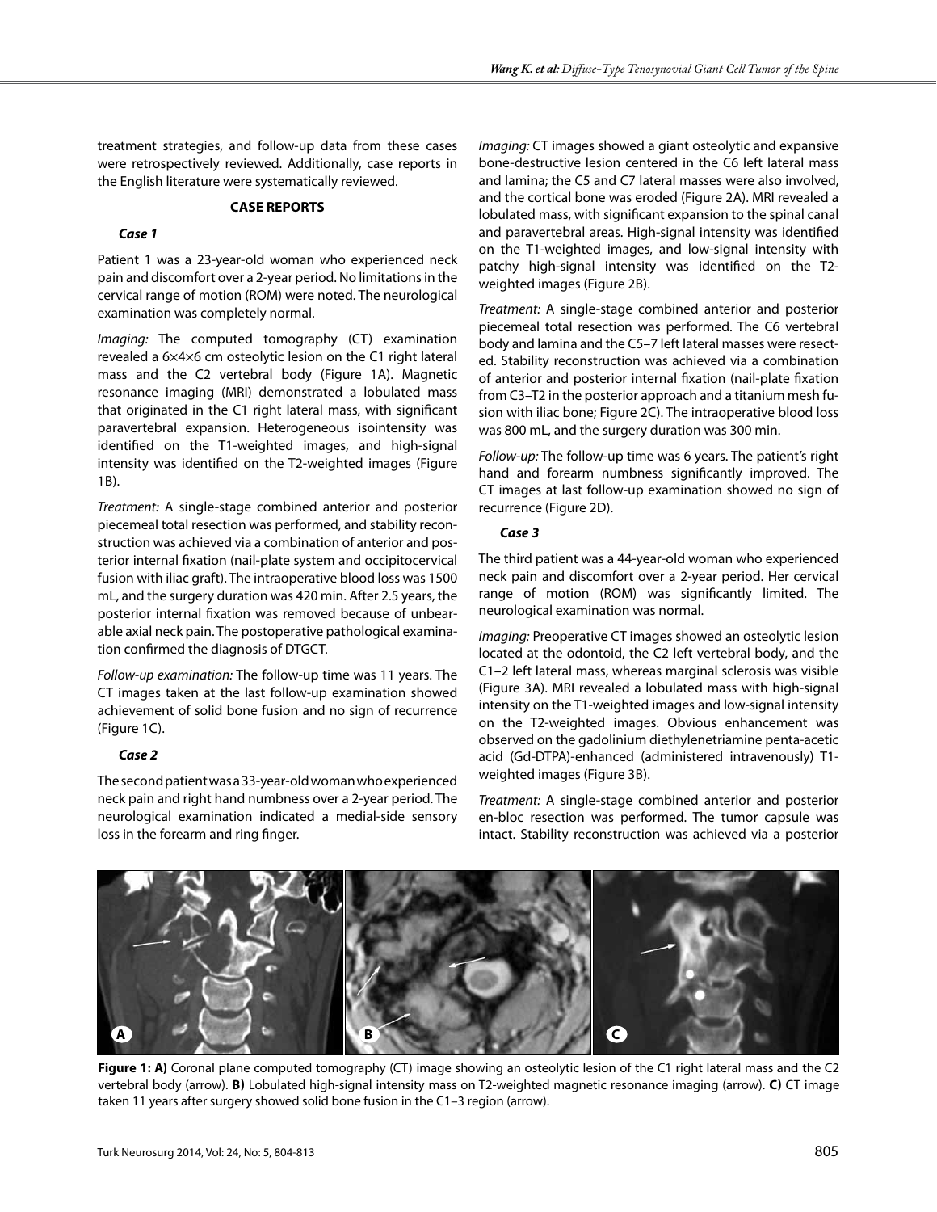treatment strategies, and follow-up data from these cases were retrospectively reviewed. Additionally, case reports in the English literature were systematically reviewed.

## CASE REPORTS

### *Case 1*

Patient 1 was a 23-year-old woman who experienced neck pain and discomfort over a 2-year period. No limitations in the cervical range of motion (ROM) were noted. The neurological examination was completely normal.

*Imaging:* The computed tomography (CT) examination revealed a 6×4×6 cm osteolytic lesion on the C1 right lateral mass and the C2 vertebral body (Figure 1A). Magnetic resonance imaging (MRI) demonstrated a lobulated mass that originated in the C1 right lateral mass, with significant paravertebral expansion. Heterogeneous isointensity was identified on the T1-weighted images, and high-signal intensity was identified on the T2-weighted images (Figure 1B).

*Treatment:* A single-stage combined anterior and posterior piecemeal total resection was performed, and stability reconstruction was achieved via a combination of anterior and posterior internal fixation (nail-plate system and occipitocervical fusion with iliac graft). The intraoperative blood loss was 1500 mL, and the surgery duration was 420 min. After 2.5 years, the posterior internal fixation was removed because of unbearable axial neck pain. The postoperative pathological examination confirmed the diagnosis of DTGCT.

*Follow-up examination:* The follow-up time was 11 years. The CT images taken at the last follow-up examination showed achievement of solid bone fusion and no sign of recurrence (Figure 1C).

### *Case 2*

The second patient was a 33-year-old woman who experienced neck pain and right hand numbness over a 2-year period. The neurological examination indicated a medial-side sensory loss in the forearm and ring finger.

*Imaging:* CT images showed a giant osteolytic and expansive bone-destructive lesion centered in the C6 left lateral mass and lamina; the C5 and C7 lateral masses were also involved, and the cortical bone was eroded (Figure 2A). MRI revealed a lobulated mass, with significant expansion to the spinal canal and paravertebral areas. High-signal intensity was identified on the T1-weighted images, and low-signal intensity with patchy high-signal intensity was identified on the T2-weighted images (Figure 2B).

*Treatment:* A single-stage combined anterior and posterior piecemeal total resection was performed. The C6 vertebral body and lamina and the C5–7 left lateral masses were resected. Stability reconstruction was achieved via a combination of anterior and posterior internal fixation (nail-plate fixation from C3–T2 in the posterior approach and a titanium mesh fusion with iliac bone; Figure 2C). The intraoperative blood loss was 800 mL, and the surgery duration was 300 min.

*Follow-up:* The follow-up time was 6 years. The patient's right hand and forearm numbness significantly improved. The CT images at last follow-up examination showed no sign of recurrence (Figure 2D).

### *Case 3*

The third patient was a 44-year-old woman who experienced neck pain and discomfort over a 2-year period. Her cervical range of motion (ROM) was significantly limited. The neurological examination was normal.

*Imaging:* Preoperative CT images showed an osteolytic lesion located at the odontoid, the C2 left vertebral body, and the C1–2 left lateral mass, whereas marginal sclerosis was visible (Figure 3A). MRI revealed a lobulated mass with high-signal intensity on the T1-weighted images and low-signal intensity on the T2-weighted images. Obvious enhancement was observed on the gadolinium diethylenetriamine penta-acetic acid (Gd-DTPA)-enhanced (administered intravenously) T1-weighted images (Figure 3B).

*Treatment:* A single-stage combined anterior and posterior en-bloc resection was performed. The tumor capsule was intact. Stability reconstruction was achieved via a posterior

**Figure 1: A)** Coronal plane computed tomography (CT) image showing an osteolytic lesion of the C1 right lateral mass and the C2 vertebral body (arrow). **B)** Lobulated high-signal intensity mass on T2-weighted magnetic resonance imaging (arrow). **C)** CT image taken 11 years after surgery showed solid bone fusion in the C1–3 region (arrow).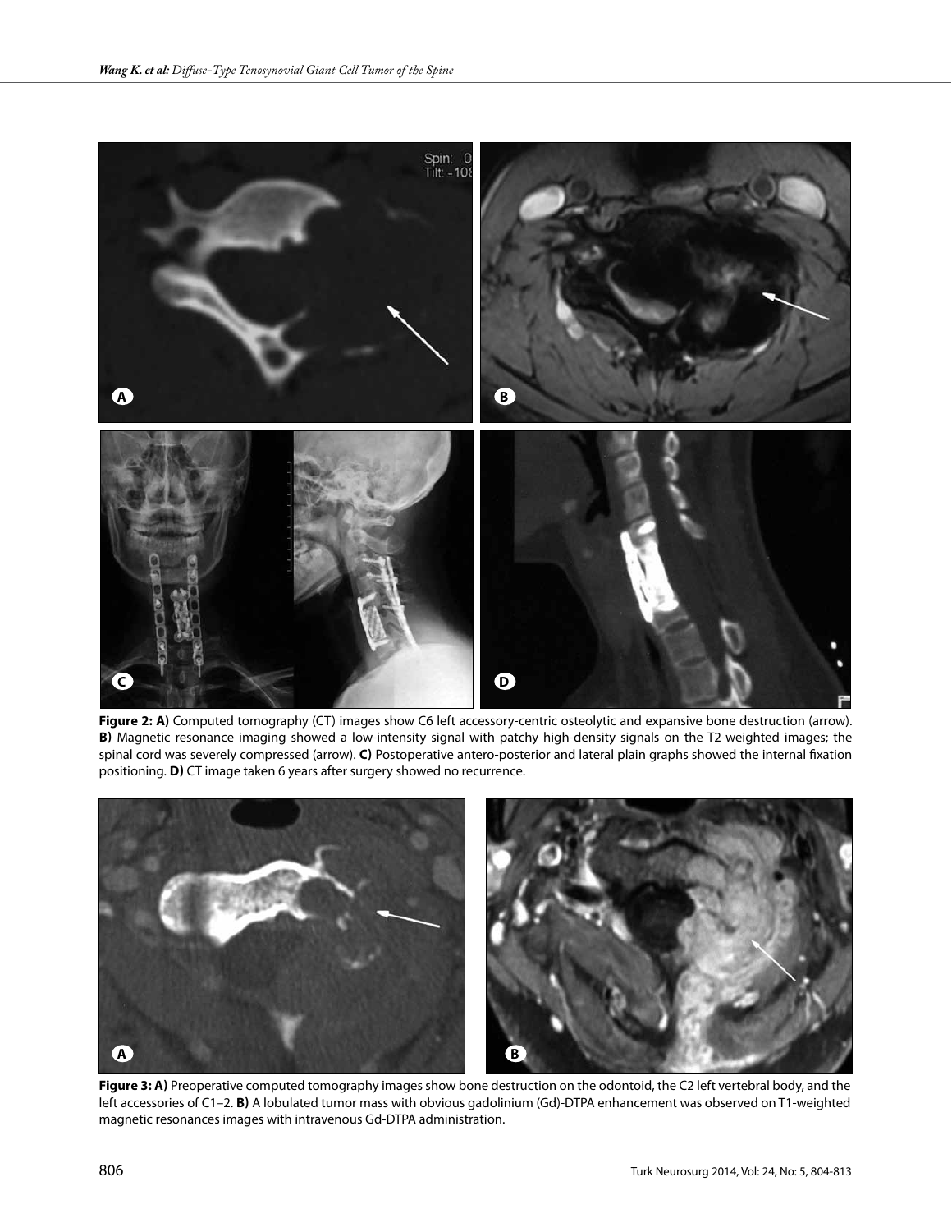**Figure 2: A)** Computed tomography (CT) images show C6 left accessory-centric osteolytic and expansive bone destruction (arrow). **B)** Magnetic resonance imaging showed a low-intensity signal with patchy high-density signals on the T2-weighted images; the spinal cord was severely compressed (arrow). **C)** Postoperative antero-posterior and lateral plain graphs showed the internal fixation positioning. **D)** CT image taken 6 years after surgery showed no recurrence.

**Figure 3: A)** Preoperative computed tomography images show bone destruction on the odontoid, the C2 left vertebral body, and the left accessories of C1–2. **B)** A lobulated tumor mass with obvious gadolinium (Gd)-DTPA enhancement was observed on T1-weighted magnetic resonances images with intravenous Gd-DTPA administration.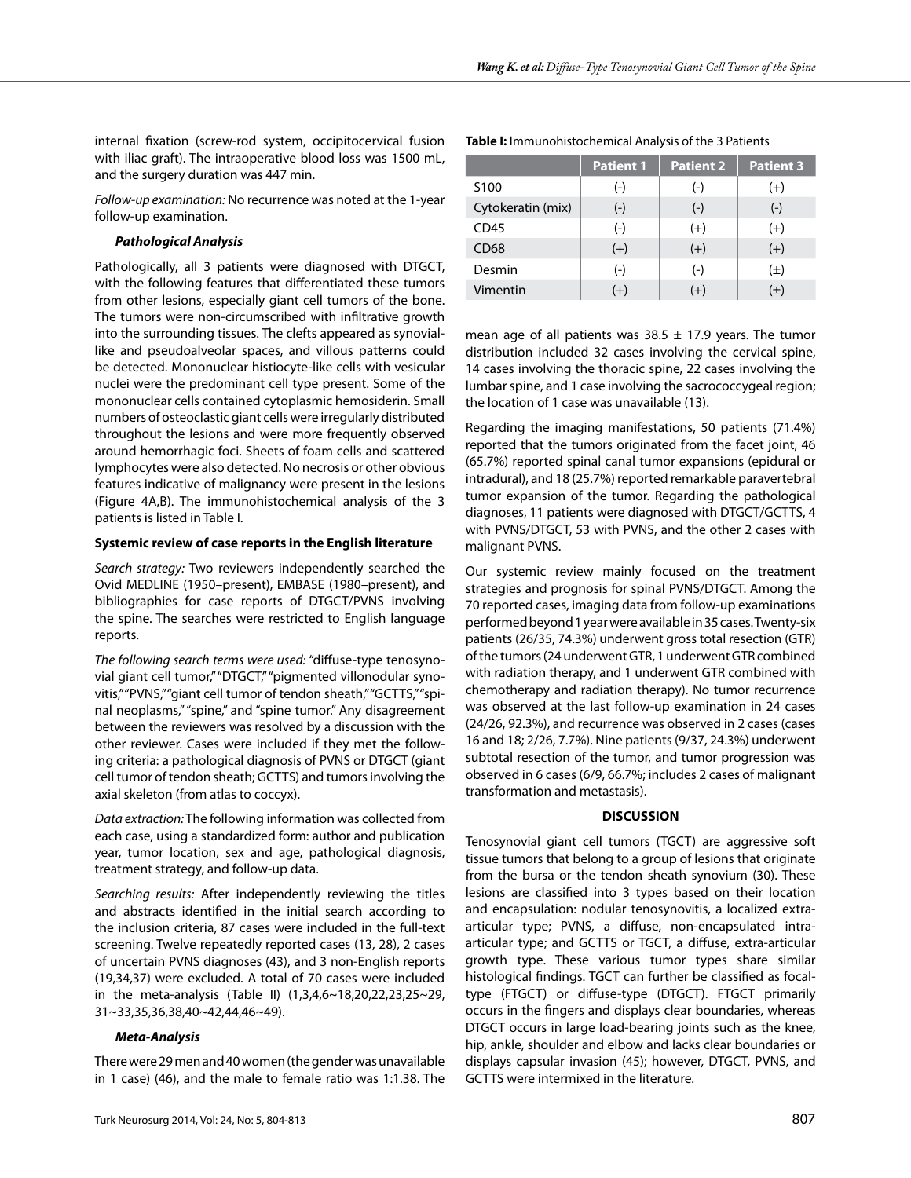internal fixation (screw-rod system, occipitocervical fusion with iliac graft). The intraoperative blood loss was 1500 mL, and the surgery duration was 447 min.

*Follow-up examination:* No recurrence was noted at the 1-year follow-up examination.

### *Pathological Analysis*

Pathologically, all 3 patients were diagnosed with DTGCT, with the following features that differentiated these tumors from other lesions, especially giant cell tumors of the bone. The tumors were non-circumscribed with infiltrative growth into the surrounding tissues. The clefts appeared as synovial-like and pseudoalveolar spaces, and villous patterns could be detected. Mononuclear histiocyte-like cells with vesicular nuclei were the predominant cell type present. Some of the mononuclear cells contained cytoplasmic hemosiderin. Small numbers of osteoclastic giant cells were irregularly distributed throughout the lesions and were more frequently observed around hemorrhagic foci. Sheets of foam cells and scattered lymphocytes were also detected. No necrosis or other obvious features indicative of malignancy were present in the lesions (Figure 4A,B). The immunohistochemical analysis of the 3 patients is listed in Table I.

### Systemic review of case reports in the English literature

*Search strategy:* Two reviewers independently searched the Ovid MEDLINE (1950–present), EMBASE (1980–present), and bibliographies for case reports of DTGCT/PVNS involving the spine. The searches were restricted to English language reports.

*The following search terms were used:* "diffuse-type tenosynovial giant cell tumor," "DTGCT," "pigmented villonodular synovitis," "PVNS," "giant cell tumor of tendon sheath," "GCTTS," "spinal neoplasms," "spine," and "spine tumor." Any disagreement between the reviewers was resolved by a discussion with the other reviewer. Cases were included if they met the following criteria: a pathological diagnosis of PVNS or DTGCT (giant cell tumor of tendon sheath; GCTTS) and tumors involving the axial skeleton (from atlas to coccyx).

*Data extraction:* The following information was collected from each case, using a standardized form: author and publication year, tumor location, sex and age, pathological diagnosis, treatment strategy, and follow-up data.

*Searching results:* After independently reviewing the titles and abstracts identified in the initial search according to the inclusion criteria, 87 cases were included in the full-text screening. Twelve repeatedly reported cases (13, 28), 2 cases of uncertain PVNS diagnoses (43), and 3 non-English reports (19,34,37) were excluded. A total of 70 cases were included in the meta-analysis (Table II) (1,3,4,6~18,20,22,23,25~29, 31~33,35,36,38,40~42,44,46~49).

### *Meta-Analysis*

There were 29 men and 40 women (the gender was unavailable in 1 case) (46), and the male to female ratio was 1:1.38. The mean age of all patients was 38.5 ± 17.9 years. The tumor distribution included 32 cases involving the cervical spine, 14 cases involving the thoracic spine, 22 cases involving the lumbar spine, and 1 case involving the sacrococcygeal region; the location of 1 case was unavailable (13).

**Table I:** Immunohistochemical Analysis of the 3 Patients

| | Patient 1 | Patient 2 | Patient 3 |
|---|---|---|---|
| S100 | (-) | (-) | (+) |
| Cytokeratin (mix) | (-) | (-) | (-) |
| CD45 | (-) | (+) | (+) |
| CD68 | (+) | (+) | (+) |
| Desmin | (-) | (-) | (±) |
| Vimentin | (+) | (+) | (±) |

Regarding the imaging manifestations, 50 patients (71.4%) reported that the tumors originated from the facet joint, 46 (65.7%) reported spinal canal tumor expansions (epidural or intradural), and 18 (25.7%) reported remarkable paravertebral tumor expansion of the tumor. Regarding the pathological diagnoses, 11 patients were diagnosed with DTGCT/GCTTS, 4 with PVNS/DTGCT, 53 with PVNS, and the other 2 cases with malignant PVNS.

Our systemic review mainly focused on the treatment strategies and prognosis for spinal PVNS/DTGCT. Among the 70 reported cases, imaging data from follow-up examinations performed beyond 1 year were available in 35 cases. Twenty-six patients (26/35, 74.3%) underwent gross total resection (GTR) of the tumors (24 underwent GTR, 1 underwent GTR combined with radiation therapy, and 1 underwent GTR combined with chemotherapy and radiation therapy). No tumor recurrence was observed at the last follow-up examination in 24 cases (24/26, 92.3%), and recurrence was observed in 2 cases (cases 16 and 18; 2/26, 7.7%). Nine patients (9/37, 24.3%) underwent subtotal resection of the tumor, and tumor progression was observed in 6 cases (6/9, 66.7%; includes 2 cases of malignant transformation and metastasis).

## DISCUSSION

Tenosynovial giant cell tumors (TGCT) are aggressive soft tissue tumors that belong to a group of lesions that originate from the bursa or the tendon sheath synovium (30). These lesions are classified into 3 types based on their location and encapsulation: nodular tenosynovitis, a localized extra-articular type; PVNS, a diffuse, non-encapsulated intra-articular type; and GCTTS or TGCT, a diffuse, extra-articular growth type. These various tumor types share similar histological findings. TGCT can further be classified as focal-type (FTGCT) or diffuse-type (DTGCT). FTGCT primarily occurs in the fingers and displays clear boundaries, whereas DTGCT occurs in large load-bearing joints such as the knee, hip, ankle, shoulder and elbow and lacks clear boundaries or displays capsular invasion (45); however, DTGCT, PVNS, and GCTTS were intermixed in the literature.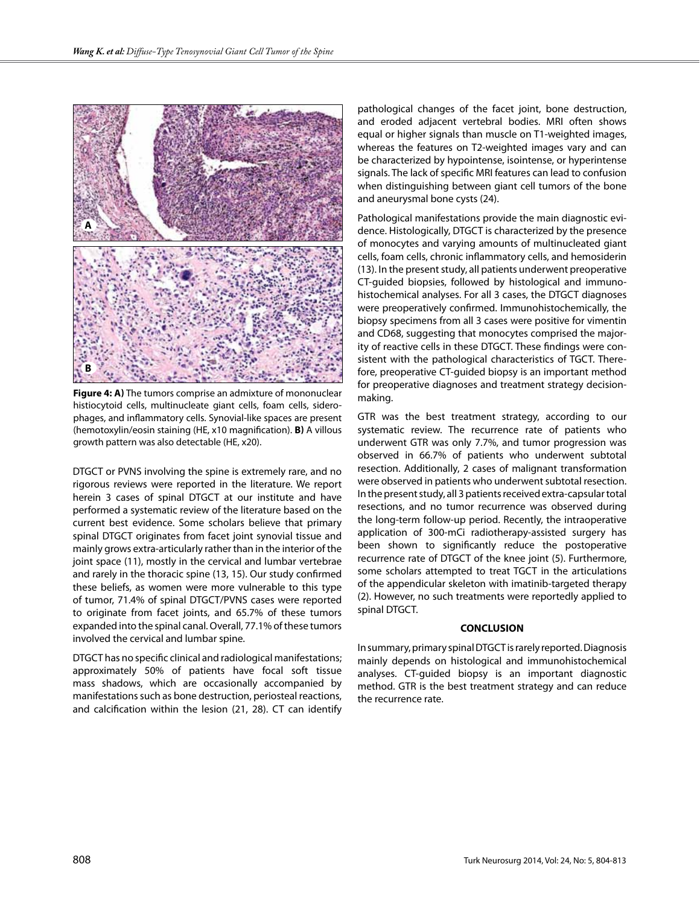**Figure 4: A)** The tumors comprise an admixture of mononuclear histiocytoid cells, multinucleate giant cells, foam cells, siderophages, and inflammatory cells. Synovial-like spaces are present (hemotoxylin/eosin staining (HE, x10 magnification). **B)** A villous growth pattern was also detectable (HE, x20).

DTGCT or PVNS involving the spine is extremely rare, and no rigorous reviews were reported in the literature. We report herein 3 cases of spinal DTGCT at our institute and have performed a systematic review of the literature based on the current best evidence. Some scholars believe that primary spinal DTGCT originates from facet joint synovial tissue and mainly grows extra-articularly rather than in the interior of the joint space (11), mostly in the cervical and lumbar vertebrae and rarely in the thoracic spine (13, 15). Our study confirmed these beliefs, as women were more vulnerable to this type of tumor, 71.4% of spinal DTGCT/PVNS cases were reported to originate from facet joints, and 65.7% of these tumors expanded into the spinal canal. Overall, 77.1% of these tumors involved the cervical and lumbar spine.

DTGCT has no specific clinical and radiological manifestations; approximately 50% of patients have focal soft tissue mass shadows, which are occasionally accompanied by manifestations such as bone destruction, periosteal reactions, and calcification within the lesion (21, 28). CT can identify pathological changes of the facet joint, bone destruction, and eroded adjacent vertebral bodies. MRI often shows equal or higher signals than muscle on T1-weighted images, whereas the features on T2-weighted images vary and can be characterized by hypointense, isointense, or hyperintense signals. The lack of specific MRI features can lead to confusion when distinguishing between giant cell tumors of the bone and aneurysmal bone cysts (24).

Pathological manifestations provide the main diagnostic evidence. Histologically, DTGCT is characterized by the presence of monocytes and varying amounts of multinucleated giant cells, foam cells, chronic inflammatory cells, and hemosiderin (13). In the present study, all patients underwent preoperative CT-guided biopsies, followed by histological and immunohistochemical analyses. For all 3 cases, the DTGCT diagnoses were preoperatively confirmed. Immunohistochemically, the biopsy specimens from all 3 cases were positive for vimentin and CD68, suggesting that monocytes comprised the majority of reactive cells in these DTGCT. These findings were consistent with the pathological characteristics of TGCT. Therefore, preoperative CT-guided biopsy is an important method for preoperative diagnoses and treatment strategy decision-making.

GTR was the best treatment strategy, according to our systematic review. The recurrence rate of patients who underwent GTR was only 7.7%, and tumor progression was observed in 66.7% of patients who underwent subtotal resection. Additionally, 2 cases of malignant transformation were observed in patients who underwent subtotal resection. In the present study, all 3 patients received extra-capsular total resections, and no tumor recurrence was observed during the long-term follow-up period. Recently, the intraoperative application of 300-mCi radiotherapy-assisted surgery has been shown to significantly reduce the postoperative recurrence rate of DTGCT of the knee joint (5). Furthermore, some scholars attempted to treat TGCT in the articulations of the appendicular skeleton with imatinib-targeted therapy (2). However, no such treatments were reportedly applied to spinal DTGCT.

## CONCLUSION

In summary, primary spinal DTGCT is rarely reported. Diagnosis mainly depends on histological and immunohistochemical analyses. CT-guided biopsy is an important diagnostic method. GTR is the best treatment strategy and can reduce the recurrence rate.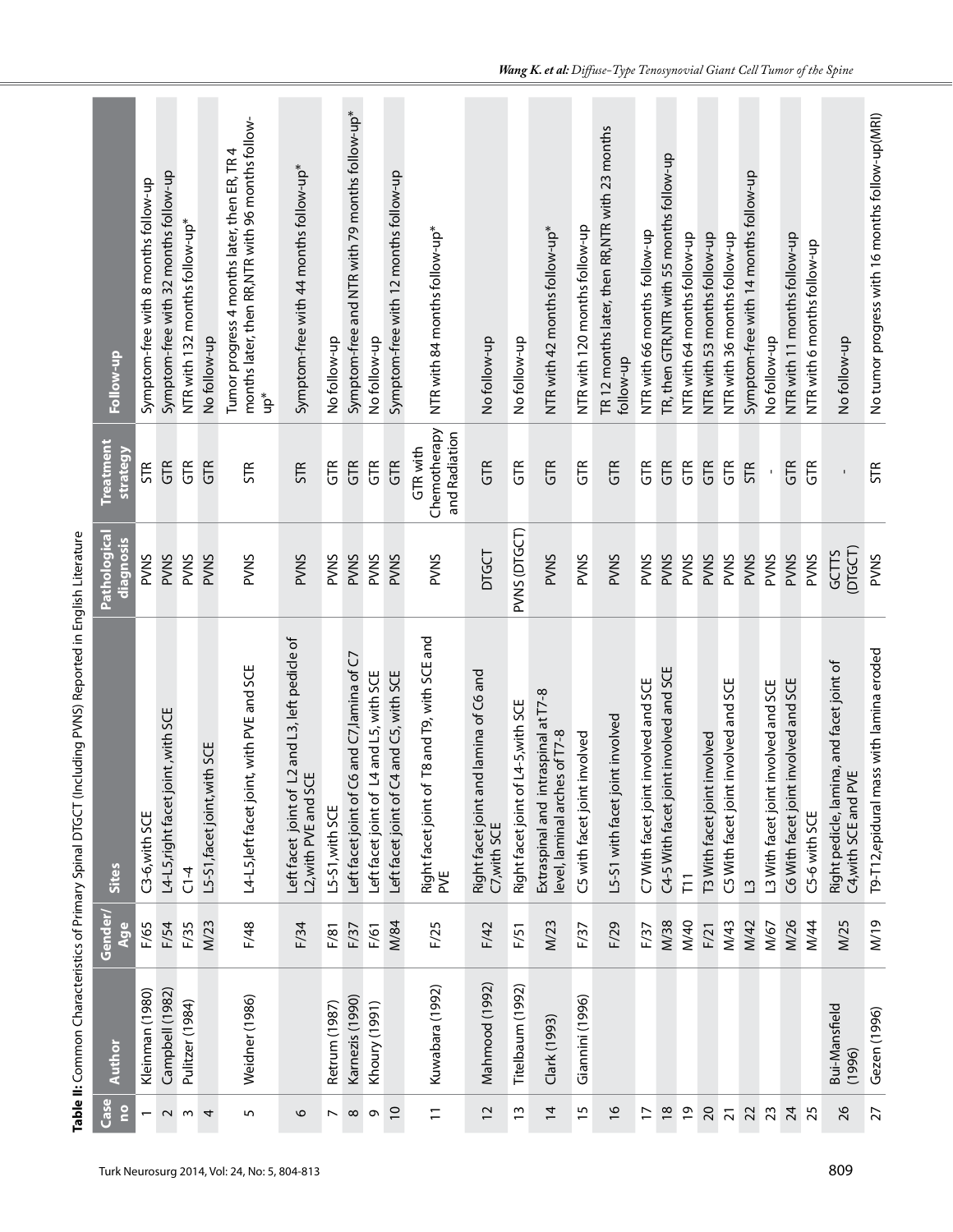**Table II:** Common Characteristics of Primary Spinal DTGCT (Including PVNS) Reported in English Literature

| Case no | Author | Gender/Age | Sites | Pathological diagnosis | Treatment strategy | Follow-up |
|---|---|---|---|---|---|---|
| 1 | Kleinman (1980) | F/65 | C3-6,with SCE | PVNS | STR | Symptom-free with 8 months follow-up |
| 2 | Campbell (1982) | F/54 | L4-L5,right facet joint ,with SCE | PVNS | GTR | Symptom-free with 32 months follow-up |
| 3 | Pulitzer (1984) | F/35 | C1-4 | PVNS | GTR | NTR with 132 months follow-up* |
| 4 | | M/23 | L5-S1,facet joint,with SCE | PVNS | GTR | No follow-up |
| 5 | Weidner (1986) | F/48 | L4-L5,left facet joint, with PVE and SCE | PVNS | STR | Tumor progress 4 months later, then ER, TR 4 months later, then RR,NTR with 96 months follow-up* |
| 6 | | F/34 | Left facet joint of L2 and L3, left pedicle of L2,with PVE and SCE | PVNS | STR | Symptom-free with 44 months follow-up* |
| 7 | Retrum (1987) | F/81 | L5-S1,with SCE | PVNS | GTR | No follow-up |
| 8 | Karnezis (1990) | F/37 | Left facet joint of C6 and C7,lamina of C7 | PVNS | GTR | Symptom-free and NTR with 79 months follow-up* |
| 9 | Khoury (1991) | F/61 | Left facet joint of L4 and L5, with SCE | PVNS | GTR | No follow-up |
| 10 | | M/84 | Left facet joint of C4 and C5, with SCE | PVNS | GTR | Symptom-free with 12 months follow-up |
| 11 | Kuwabara (1992) | F/25 | Right facet joint of T8 and T9, with SCE and PVE | PVNS | GTR with Chemotherapy and Radiation | NTR with 84 months follow-up* |
| 12 | Mahmood (1992) | F/42 | Right facet joint and lamina of C6 and C7,with SCE | DTGCT | GTR | No follow-up |
| 13 | Titelbaum (1992) | F/51 | Right facet joint of L4-5,with SCE | PVNS (DTGCT) | GTR | No follow-up |
| 14 | Clark (1993) | M/23 | Extraspinal and intraspinal at T7-8 level, laminal arches of T7-8 | PVNS | GTR | NTR with 42 months follow-up* |
| 15 | Giannini (1996) | F/37 | C5 with facet joint involved | PVNS | GTR | NTR with 120 months follow-up |
| 16 | | F/29 | L5-S1 with facet joint involved | PVNS | GTR | TR 12 months later, then RR,NTR with 23 months follow-up |
| 17 | | F/37 | C7 With facet joint involved and SCE | PVNS | GTR | NTR with 66 months follow-up |
| 18 | | M/38 | C4-5 With facet joint involved and SCE | PVNS | GTR | TR, then GTR,NTR with 55 months follow-up |
| 19 | | M/40 | T11 | PVNS | GTR | NTR with 64 months follow-up |
| 20 | | F/21 | T3 With facet joint involved | PVNS | GTR | NTR with 53 months follow-up |
| 21 | | M/43 | C5 With facet joint involved and SCE | PVNS | GTR | NTR with 36 months follow-up |
| 22 | | M/42 | L3 | PVNS | STR | Symptom-free with 14 months follow-up |
| 23 | | M/67 | L3 With facet joint involved and SCE | PVNS | - | No follow-up |
| 24 | | M/26 | C6 With facet joint involved and SCE | PVNS | GTR | NTR with 11 months follow-up |
| 25 | | M/44 | C5-6 with SCE | PVNS | GTR | NTR with 6 months follow-up |
| 26 | Bui-Mansfield (1996) | M/25 | Right pedicle, lamina, and facet joint of C4,with SCE and PVE | GCTTS (DTGCT) | - | No follow-up |
| 27 | Gezen (1996) | M/19 | T9-T12,epidural mass with lamina eroded | PVNS | STR | No tumor progress with 16 months follow-up(MRI) |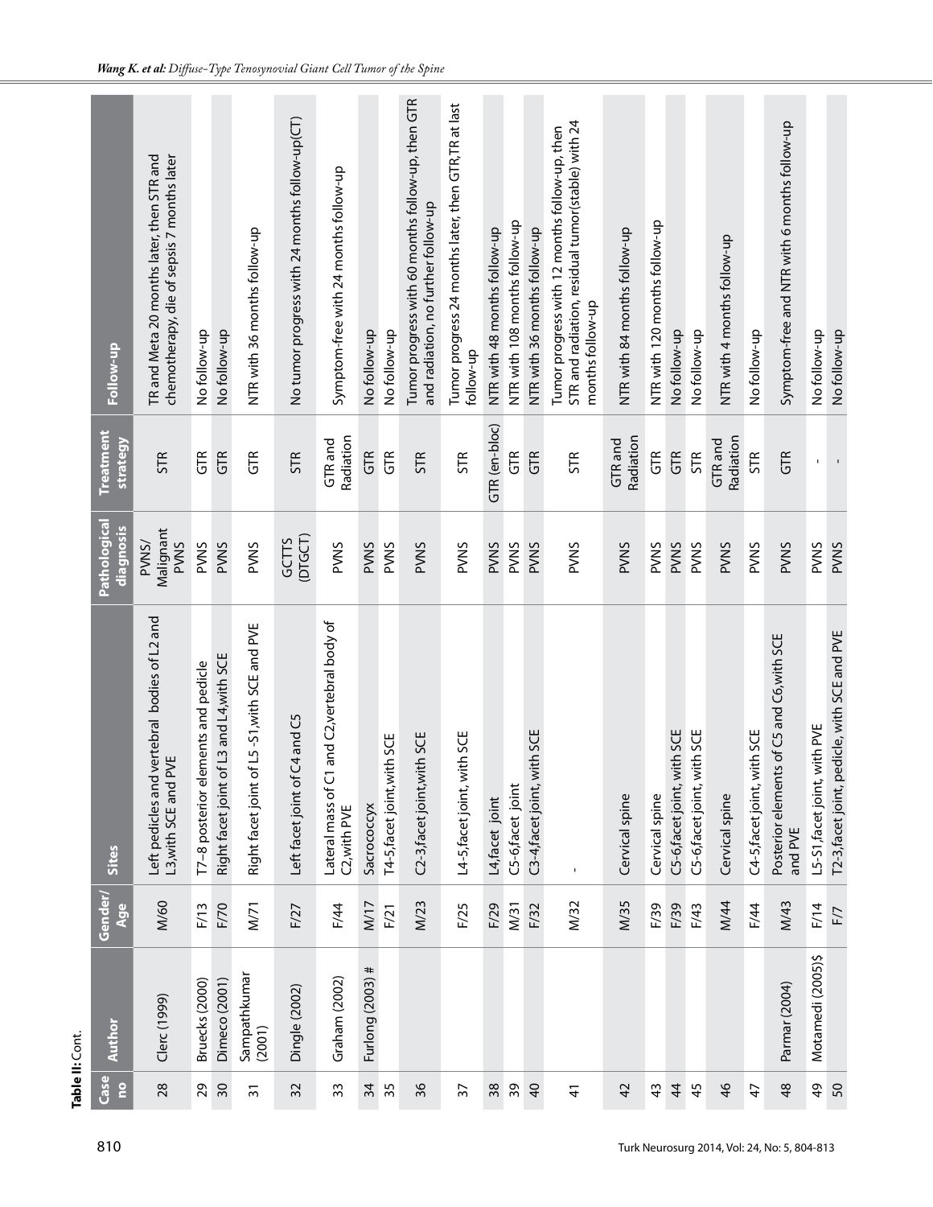**Table II:** Cont.

| Case no | Author | Gender/ Age | Sites | Pathological diagnosis | Treatment strategy | Follow-up |
|---|---|---|---|---|---|---|
| 28 | Clerc (1999) | M/60 | Left pedicles and vertebral bodies of L2 and L3,with SCE and PVE | PVNS/ Malignant PVNS | STR | TR and Meta 20 months later, then STR and chemotherapy, die of sepsis 7 months later |
| 29 | Bruecks (2000) | F/13 | T7–8 posterior elements and pedicle | PVNS | GTR | No follow-up |
| 30 | Dimeco (2001) | F/70 | Right facet joint of L3 and L4,with SCE | PVNS | GTR | No follow-up |
| 31 | Sampathkumar (2001) | M/71 | Right facet joint of L5 -S1,with SCE and PVE | PVNS | GTR | NTR with 36 months follow-up |
| 32 | Dingle (2002) | F/27 | Left facet joint of C4 and C5 | GCTTS (DTGCT) | STR | No tumor progress with 24 months follow-up(CT) |
| 33 | Graham (2002) | F/44 | Lateral mass of C1 and C2,vertebral body of C2,with PVE | PVNS | GTR and Radiation | Symptom-free with 24 months follow-up |
| 34 | Furlong (2003) # | M/17 | Sacrococcyx | PVNS | GTR | No follow-up |
| 35 | | F/21 | T4-5,facet joint,with SCE | PVNS | GTR | No follow-up |
| 36 | | M/23 | C2-3,facet joint,with SCE | PVNS | STR | Tumor progress with 60 months follow-up, then GTR and radiation, no further follow-up |
| 37 | | F/25 | L4-5,facet joint, with SCE | PVNS | STR | Tumor progress 24 months later, then GTR,TR at last follow-up |
| 38 | | F/29 | L4,facet joint | PVNS | GTR (en-bloc) | NTR with 48 months follow-up |
| 39 | | M/31 | C5-6,facet joint | PVNS | GTR | NTR with 108 months follow-up |
| 40 | | F/32 | C3-4,facet joint, with SCE | PVNS | GTR | NTR with 36 months follow-up |
| 41 | | M/32 | - | PVNS | STR | Tumor progress with 12 months follow-up, then STR and radiation, residual tumor(stable) with 24 months follow-up |
| 42 | | M/35 | Cervical spine | PVNS | GTR and Radiation | NTR with 84 months follow-up |
| 43 | | F/39 | Cervical spine | PVNS | GTR | NTR with 120 months follow-up |
| 44 | | F/39 | C5-6,facet joint, with SCE | PVNS | GTR | No follow-up |
| 45 | | F/43 | C5-6,facet joint, with SCE | PVNS | STR | No follow-up |
| 46 | | M/44 | Cervical spine | PVNS | GTR and Radiation | NTR with 4 months follow-up |
| 47 | | F/44 | C4-5,facet joint, with SCE | PVNS | STR | No follow-up |
| 48 | Parmar (2004) | M/43 | Posterior elements of C5 and C6,with SCE and PVE | PVNS | GTR | Symptom-free and NTR with 6 months follow-up |
| 49 | Motamedi (2005)$ | F/14 | L5-S1,facet joint, with PVE | PVNS | - | No follow-up |
| 50 | | F/7 | T2-3,facet joint, pedicle, with SCE and PVE | PVNS | - | No follow-up |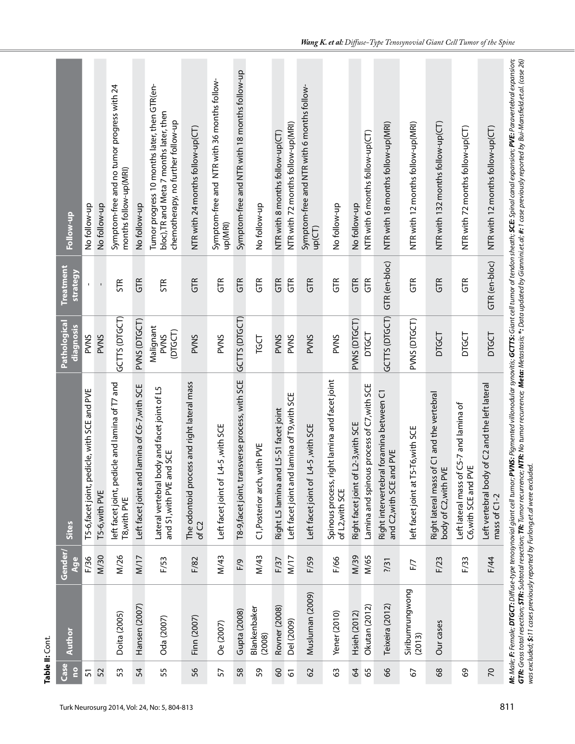**Table II:** Cont.

| Case no | Author | Gender/Age | Sites | Pathological diagnosis | Treatment strategy | Follow-up |
|---|---|---|---|---|---|---|
| 51 | | F/36 | T5-6,facet joint, pedicle, with SCE and PVE | PVNS | - | No follow-up |
| 52 | | M/30 | T5-6,with PVE | PVNS | - | No follow-up |
| 53 | Doita (2005) | M/26 | left facet joint, pedicle and lamina of T7 and T8,with PVE | GCTTS (DTGCT) | STR | Symptom-free and no tumor progress with 24 months follow-up(MRI) |
| 54 | Hansen (2007) | M/17 | Left facet joint and lamina of C6-7,with SCE | PVNS (DTGCT) | GTR | No follow-up |
| 55 | Oda (2007) | F/53 | Lateral vertebral body and facet joint of L5 and S1,with PVE and SCE | Malignant PVNS (DTGCT) | STR | Tumor progress 10 months later, then GTR(en-bloc),TR and Meta 7 months later, then chemotherapy, no further follow-up |
| 56 | Finn (2007) | F/82 | The odontoid process and right lateral mass of C2 | PVNS | GTR | NTR with 24 months follow-up(CT) |
| 57 | Oe (2007) | M/43 | Left facet joint of L4-5 ,with SCE | PVNS | GTR | Symptom-free and NTR with 36 months follow-up(MRI) |
| 58 | Gupta (2008) | F/9 | T8-9,facet joint, transverse process, with SCE | GCTTS (DTGCT) | GTR | Symptom-free and NTR with 18 months follow-up |
| 59 | Blankenbaker (2008) | M/43 | C1,Posterior arch, with PVE | TGCT | GTR | No follow-up |
| 60 | Rovner (2008) | F/37 | Right L5 lamina and L5-S1 facet joint | PVNS | GTR | NTR with 8 months follow-up(CT) |
| 61 | Del (2009) | M/17 | Left facet joint and lamina of T9,with SCE | PVNS | GTR | NTR with 72 months follow-up(MRI) |
| 62 | Musluman (2009) | F/59 | Left facet joint of L4-5 ,with SCE | PVNS | GTR | Symptom-free and NTR with 6 months follow-up(CT) |
| 63 | Yener (2010) | F/66 | Spinous process, right lamina and facet joint of L2,with SCE | PVNS | GTR | No follow-up |
| 64 | Hsieh (2012) | M/39 | Right facet joint of L2-3,with SCE | PVNS (DTGCT) | GTR | No follow-up |
| 65 | Okutan (2012) | M/65 | Lamina and spinous process of C7,with SCE | DTGCT | GTR | NTR with 6 months follow-up(CT) |
| 66 | Teixeira (2012) | ?/31 | Right intervertebral foramina between C1 and C2,with SCE and PVE | GCTTS (DTGCT) | GTR (en-bloc) | NTR with 18 months follow-up(MRI) |
| 67 | Siribumrungwong (2013) | F/7 | left facet joint at T5-T6,with SCE | PVNS (DTGCT) | GTR | NTR with 12 months follow-up(MRI) |
| 68 | Our cases | F/23 | Right lateral mass of C1 and the vertebral body of C2,with PVE | DTGCT | GTR | NTR with 132 months follow-up(CT) |
| 69 | | F/33 | Left lateral mass of C5-7 and lamina of C6,with SCE and PVE | DTGCT | GTR | NTR with 72 months follow-up(CT) |
| 70 | | F/44 | Left vertebral body of C2 and the left lateral mass of C1-2 | DTGCT | GTR (en-bloc) | NTR with 12 months follow-up(CT) |

***M:** Male; **F:** Female; **DTGCT:** Diffuse-type tenosynovial giant cell tumor; **PVNS:** Pigmented villonodular synovitis; **GCTTS:** Giant cell tumor of tendon sheath; **SCE:** Spinal canal expansion; **PVE:** Paravertebral expansion; **GTR:** Gross total resection; **STR:** Subtotal resection; **TR:** Tumor recurrence; **NTR:** No tumor recurrence; **Meta:** Metastasis; **\*:** Data updated by Giannini.et.al; **#:** 1 case previously reported by Bui-Mansfield.et.al. (case 26) was excluded; **$:** 11 cases previously reported by Furlong.et.al were excluded.*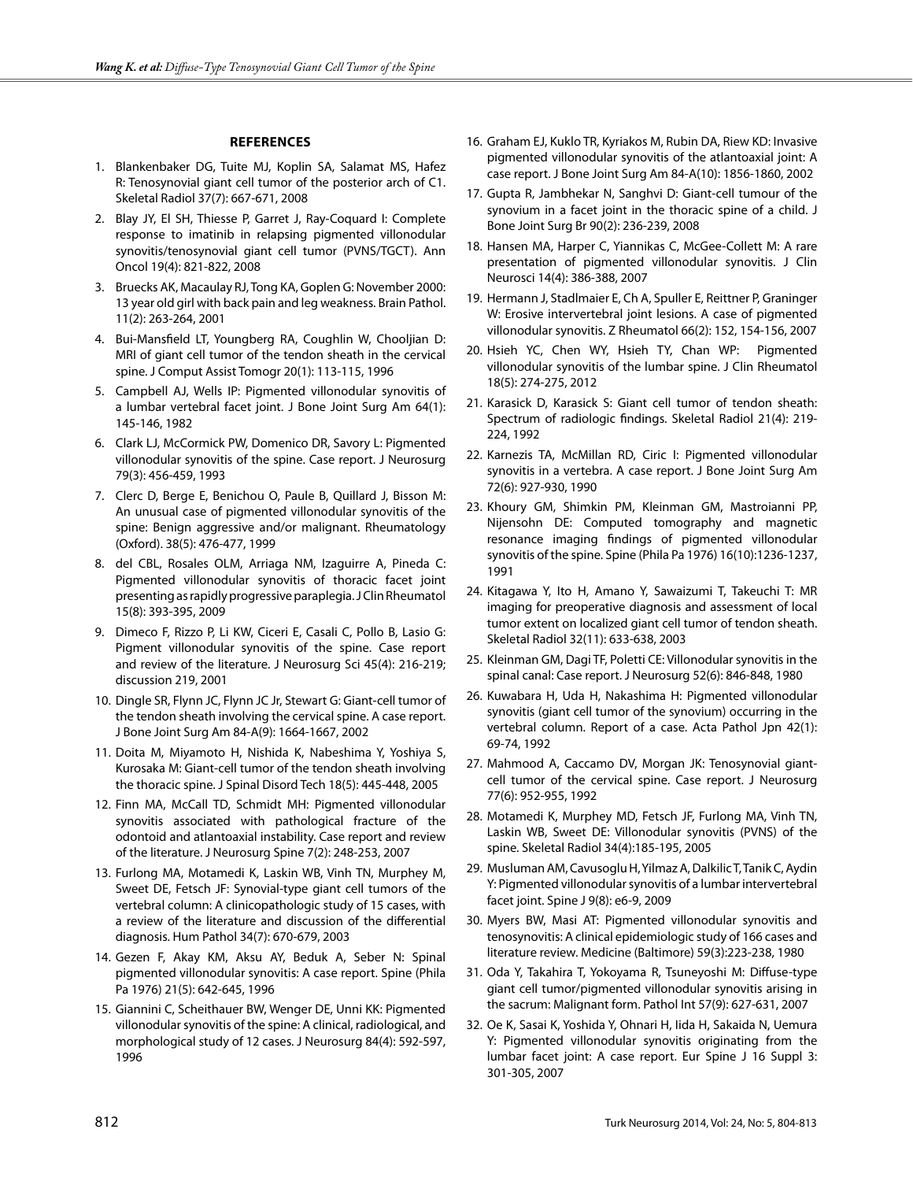## REFERENCES

1. Blankenbaker DG, Tuite MJ, Koplin SA, Salamat MS, Hafez R: Tenosynovial giant cell tumor of the posterior arch of C1. Skeletal Radiol 37(7): 667-671, 2008
2. Blay JY, El SH, Thiesse P, Garret J, Ray-Coquard I: Complete response to imatinib in relapsing pigmented villonodular synovitis/tenosynovial giant cell tumor (PVNS/TGCT). Ann Oncol 19(4): 821-822, 2008
3. Bruecks AK, Macaulay RJ, Tong KA, Goplen G: November 2000: 13 year old girl with back pain and leg weakness. Brain Pathol. 11(2): 263-264, 2001
4. Bui-Mansfield LT, Youngberg RA, Coughlin W, Chooljian D: MRI of giant cell tumor of the tendon sheath in the cervical spine. J Comput Assist Tomogr 20(1): 113-115, 1996
5. Campbell AJ, Wells IP: Pigmented villonodular synovitis of a lumbar vertebral facet joint. J Bone Joint Surg Am 64(1): 145-146, 1982
6. Clark LJ, McCormick PW, Domenico DR, Savory L: Pigmented villonodular synovitis of the spine. Case report. J Neurosurg 79(3): 456-459, 1993
7. Clerc D, Berge E, Benichou O, Paule B, Quillard J, Bisson M: An unusual case of pigmented villonodular synovitis of the spine: Benign aggressive and/or malignant. Rheumatology (Oxford). 38(5): 476-477, 1999
8. del CBL, Rosales OLM, Arriaga NM, Izaguirre A, Pineda C: Pigmented villonodular synovitis of thoracic facet joint presenting as rapidly progressive paraplegia. J Clin Rheumatol 15(8): 393-395, 2009
9. Dimeco F, Rizzo P, Li KW, Ciceri E, Casali C, Pollo B, Lasio G: Pigment villonodular synovitis of the spine. Case report and review of the literature. J Neurosurg Sci 45(4): 216-219; discussion 219, 2001
10. Dingle SR, Flynn JC, Flynn JC Jr, Stewart G: Giant-cell tumor of the tendon sheath involving the cervical spine. A case report. J Bone Joint Surg Am 84-A(9): 1664-1667, 2002
11. Doita M, Miyamoto H, Nishida K, Nabeshima Y, Yoshiya S, Kurosaka M: Giant-cell tumor of the tendon sheath involving the thoracic spine. J Spinal Disord Tech 18(5): 445-448, 2005
12. Finn MA, McCall TD, Schmidt MH: Pigmented villonodular synovitis associated with pathological fracture of the odontoid and atlantoaxial instability. Case report and review of the literature. J Neurosurg Spine 7(2): 248-253, 2007
13. Furlong MA, Motamedi K, Laskin WB, Vinh TN, Murphey M, Sweet DE, Fetsch JF: Synovial-type giant cell tumors of the vertebral column: A clinicopathologic study of 15 cases, with a review of the literature and discussion of the differential diagnosis. Hum Pathol 34(7): 670-679, 2003
14. Gezen F, Akay KM, Aksu AY, Beduk A, Seber N: Spinal pigmented villonodular synovitis: A case report. Spine (Phila Pa 1976) 21(5): 642-645, 1996
15. Giannini C, Scheithauer BW, Wenger DE, Unni KK: Pigmented villonodular synovitis of the spine: A clinical, radiological, and morphological study of 12 cases. J Neurosurg 84(4): 592-597, 1996
16. Graham EJ, Kuklo TR, Kyriakos M, Rubin DA, Riew KD: Invasive pigmented villonodular synovitis of the atlantoaxial joint: A case report. J Bone Joint Surg Am 84-A(10): 1856-1860, 2002
17. Gupta R, Jambhekar N, Sanghvi D: Giant-cell tumour of the synovium in a facet joint in the thoracic spine of a child. J Bone Joint Surg Br 90(2): 236-239, 2008
18. Hansen MA, Harper C, Yiannikas C, McGee-Collett M: A rare presentation of pigmented villonodular synovitis. J Clin Neurosci 14(4): 386-388, 2007
19. Hermann J, Stadlmaier E, Ch A, Spuller E, Reittner P, Graninger W: Erosive intervertebral joint lesions. A case of pigmented villonodular synovitis. Z Rheumatol 66(2): 152, 154-156, 2007
20. Hsieh YC, Chen WY, Hsieh TY, Chan WP: Pigmented villonodular synovitis of the lumbar spine. J Clin Rheumatol 18(5): 274-275, 2012
21. Karasick D, Karasick S: Giant cell tumor of tendon sheath: Spectrum of radiologic findings. Skeletal Radiol 21(4): 219-224, 1992
22. Karnezis TA, McMillan RD, Ciric I: Pigmented villonodular synovitis in a vertebra. A case report. J Bone Joint Surg Am 72(6): 927-930, 1990
23. Khoury GM, Shimkin PM, Kleinman GM, Mastroianni PP, Nijensohn DE: Computed tomography and magnetic resonance imaging findings of pigmented villonodular synovitis of the spine. Spine (Phila Pa 1976) 16(10):1236-1237, 1991
24. Kitagawa Y, Ito H, Amano Y, Sawaizumi T, Takeuchi T: MR imaging for preoperative diagnosis and assessment of local tumor extent on localized giant cell tumor of tendon sheath. Skeletal Radiol 32(11): 633-638, 2003
25. Kleinman GM, Dagi TF, Poletti CE: Villonodular synovitis in the spinal canal: Case report. J Neurosurg 52(6): 846-848, 1980
26. Kuwabara H, Uda H, Nakashima H: Pigmented villonodular synovitis (giant cell tumor of the synovium) occurring in the vertebral column. Report of a case. Acta Pathol Jpn 42(1): 69-74, 1992
27. Mahmood A, Caccamo DV, Morgan JK: Tenosynovial giant-cell tumor of the cervical spine. Case report. J Neurosurg 77(6): 952-955, 1992
28. Motamedi K, Murphey MD, Fetsch JF, Furlong MA, Vinh TN, Laskin WB, Sweet DE: Villonodular synovitis (PVNS) of the spine. Skeletal Radiol 34(4):185-195, 2005
29. Musluman AM, Cavusoglu H, Yilmaz A, Dalkilic T, Tanik C, Aydin Y: Pigmented villonodular synovitis of a lumbar intervertebral facet joint. Spine J 9(8): e6-9, 2009
30. Myers BW, Masi AT: Pigmented villonodular synovitis and tenosynovitis: A clinical epidemiologic study of 166 cases and literature review. Medicine (Baltimore) 59(3):223-238, 1980
31. Oda Y, Takahira T, Yokoyama R, Tsuneyoshi M: Diffuse-type giant cell tumor/pigmented villonodular synovitis arising in the sacrum: Malignant form. Pathol Int 57(9): 627-631, 2007
32. Oe K, Sasai K, Yoshida Y, Ohnari H, Iida H, Sakaida N, Uemura Y: Pigmented villonodular synovitis originating from the lumbar facet joint: A case report. Eur Spine J 16 Suppl 3: 301-305, 2007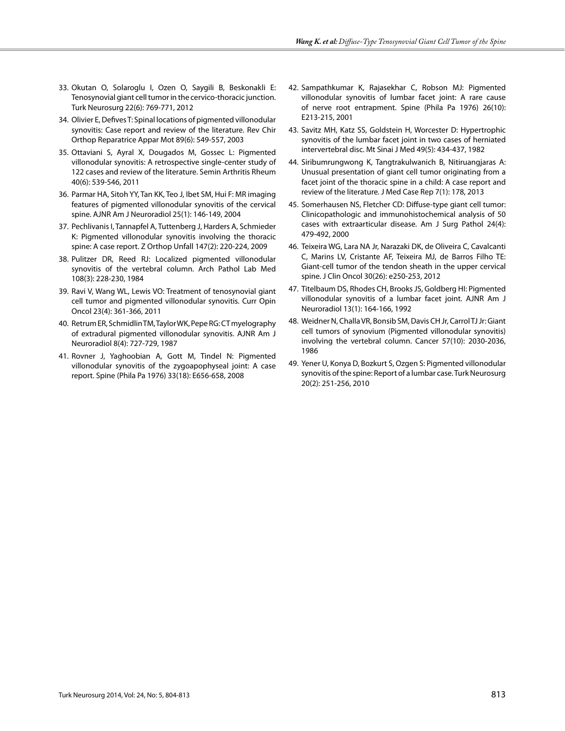33. Okutan O, Solaroglu I, Ozen O, Saygili B, Beskonakli E: Tenosynovial giant cell tumor in the cervico-thoracic junction. Turk Neurosurg 22(6): 769-771, 2012
34. Olivier E, Defives T: Spinal locations of pigmented villonodular synovitis: Case report and review of the literature. Rev Chir Orthop Reparatrice Appar Mot 89(6): 549-557, 2003
35. Ottaviani S, Ayral X, Dougados M, Gossec L: Pigmented villonodular synovitis: A retrospective single-center study of 122 cases and review of the literature. Semin Arthritis Rheum 40(6): 539-546, 2011
36. Parmar HA, Sitoh YY, Tan KK, Teo J, Ibet SM, Hui F: MR imaging features of pigmented villonodular synovitis of the cervical spine. AJNR Am J Neuroradiol 25(1): 146-149, 2004
37. Pechlivanis I, Tannapfel A, Tuttenberg J, Harders A, Schmieder K: Pigmented villonodular synovitis involving the thoracic spine: A case report. Z Orthop Unfall 147(2): 220-224, 2009
38. Pulitzer DR, Reed RJ: Localized pigmented villonodular synovitis of the vertebral column. Arch Pathol Lab Med 108(3): 228-230, 1984
39. Ravi V, Wang WL, Lewis VO: Treatment of tenosynovial giant cell tumor and pigmented villonodular synovitis. Curr Opin Oncol 23(4): 361-366, 2011
40. Retrum ER, Schmidlin TM, Taylor WK, Pepe RG: CT myelography of extradural pigmented villonodular synovitis. AJNR Am J Neuroradiol 8(4): 727-729, 1987
41. Rovner J, Yaghoobian A, Gott M, Tindel N: Pigmented villonodular synovitis of the zygoapophyseal joint: A case report. Spine (Phila Pa 1976) 33(18): E656-658, 2008
42. Sampathkumar K, Rajasekhar C, Robson MJ: Pigmented villonodular synovitis of lumbar facet joint: A rare cause of nerve root entrapment. Spine (Phila Pa 1976) 26(10): E213-215, 2001
43. Savitz MH, Katz SS, Goldstein H, Worcester D: Hypertrophic synovitis of the lumbar facet joint in two cases of herniated intervertebral disc. Mt Sinai J Med 49(5): 434-437, 1982
44. Siribumrungwong K, Tangtrakulwanich B, Nitiruangjaras A: Unusual presentation of giant cell tumor originating from a facet joint of the thoracic spine in a child: A case report and review of the literature. J Med Case Rep 7(1): 178, 2013
45. Somerhausen NS, Fletcher CD: Diffuse-type giant cell tumor: Clinicopathologic and immunohistochemical analysis of 50 cases with extraarticular disease. Am J Surg Pathol 24(4): 479-492, 2000
46. Teixeira WG, Lara NA Jr, Narazaki DK, de Oliveira C, Cavalcanti C, Marins LV, Cristante AF, Teixeira MJ, de Barros Filho TE: Giant-cell tumor of the tendon sheath in the upper cervical spine. J Clin Oncol 30(26): e250-253, 2012
47. Titelbaum DS, Rhodes CH, Brooks JS, Goldberg HI: Pigmented villonodular synovitis of a lumbar facet joint. AJNR Am J Neuroradiol 13(1): 164-166, 1992
48. Weidner N, Challa VR, Bonsib SM, Davis CH Jr, Carrol TJ Jr: Giant cell tumors of synovium (Pigmented villonodular synovitis) involving the vertebral column. Cancer 57(10): 2030-2036, 1986
49. Yener U, Konya D, Bozkurt S, Ozgen S: Pigmented villonodular synovitis of the spine: Report of a lumbar case. Turk Neurosurg 20(2): 251-256, 2010